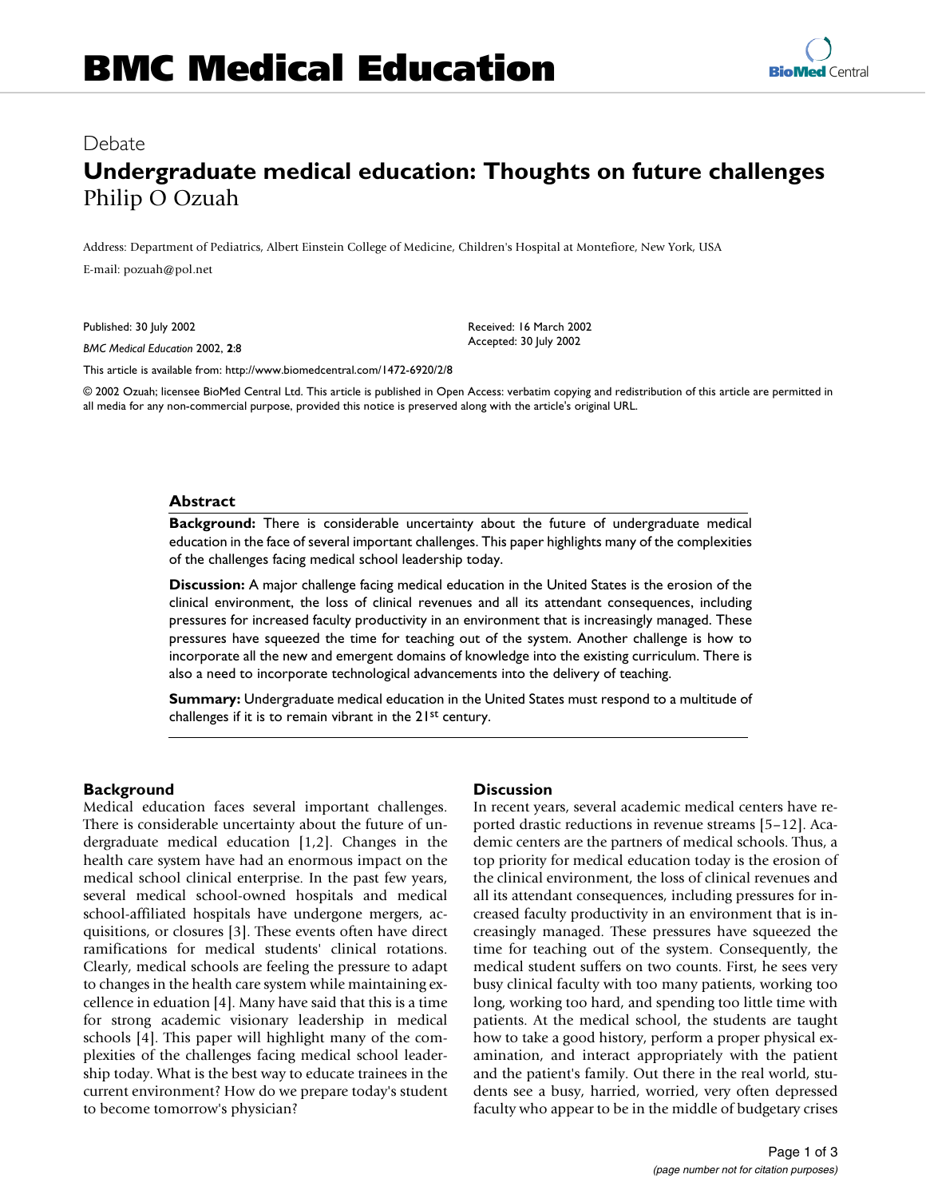Debate

# Undergraduate medical education: Thoughts on future challenges

Philip O Ozuah

Address: Department of Pediatrics, Albert Einstein College of Medicine, Children's Hospital at Montefiore, New York, USA

E-mail: pozuah@pol.net

Published: 30 July 2002

*BMC Medical Education* 2002, **2**:8

Received: 16 March 2002
Accepted: 30 July 2002

This article is available from: http://www.biomedcentral.com/1472-6920/2/8

© 2002 Ozuah; licensee BioMed Central Ltd. This article is published in Open Access: verbatim copying and redistribution of this article are permitted in all media for any non-commercial purpose, provided this notice is preserved along with the article's original URL.

## Abstract

**Background:** There is considerable uncertainty about the future of undergraduate medical education in the face of several important challenges. This paper highlights many of the complexities of the challenges facing medical school leadership today.

**Discussion:** A major challenge facing medical education in the United States is the erosion of the clinical environment, the loss of clinical revenues and all its attendant consequences, including pressures for increased faculty productivity in an environment that is increasingly managed. These pressures have squeezed the time for teaching out of the system. Another challenge is how to incorporate all the new and emergent domains of knowledge into the existing curriculum. There is also a need to incorporate technological advancements into the delivery of teaching.

**Summary:** Undergraduate medical education in the United States must respond to a multitude of challenges if it is to remain vibrant in the 21$^{st}$ century.

## Background

Medical education faces several important challenges. There is considerable uncertainty about the future of undergraduate medical education [1,2]. Changes in the health care system have had an enormous impact on the medical school clinical enterprise. In the past few years, several medical school-owned hospitals and medical school-affiliated hospitals have undergone mergers, acquisitions, or closures [3]. These events often have direct ramifications for medical students' clinical rotations. Clearly, medical schools are feeling the pressure to adapt to changes in the health care system while maintaining excellence in eduation [4]. Many have said that this is a time for strong academic visionary leadership in medical schools [4]. This paper will highlight many of the complexities of the challenges facing medical school leadership today. What is the best way to educate trainees in the current environment? How do we prepare today's student to become tomorrow's physician?

## Discussion

In recent years, several academic medical centers have reported drastic reductions in revenue streams [5–12]. Academic centers are the partners of medical schools. Thus, a top priority for medical education today is the erosion of the clinical environment, the loss of clinical revenues and all its attendant consequences, including pressures for increased faculty productivity in an environment that is increasingly managed. These pressures have squeezed the time for teaching out of the system. Consequently, the medical student suffers on two counts. First, he sees very busy clinical faculty with too many patients, working too long, working too hard, and spending too little time with patients. At the medical school, the students are taught how to take a good history, perform a proper physical examination, and interact appropriately with the patient and the patient's family. Out there in the real world, students see a busy, harried, worried, very often depressed faculty who appear to be in the middle of budgetary crises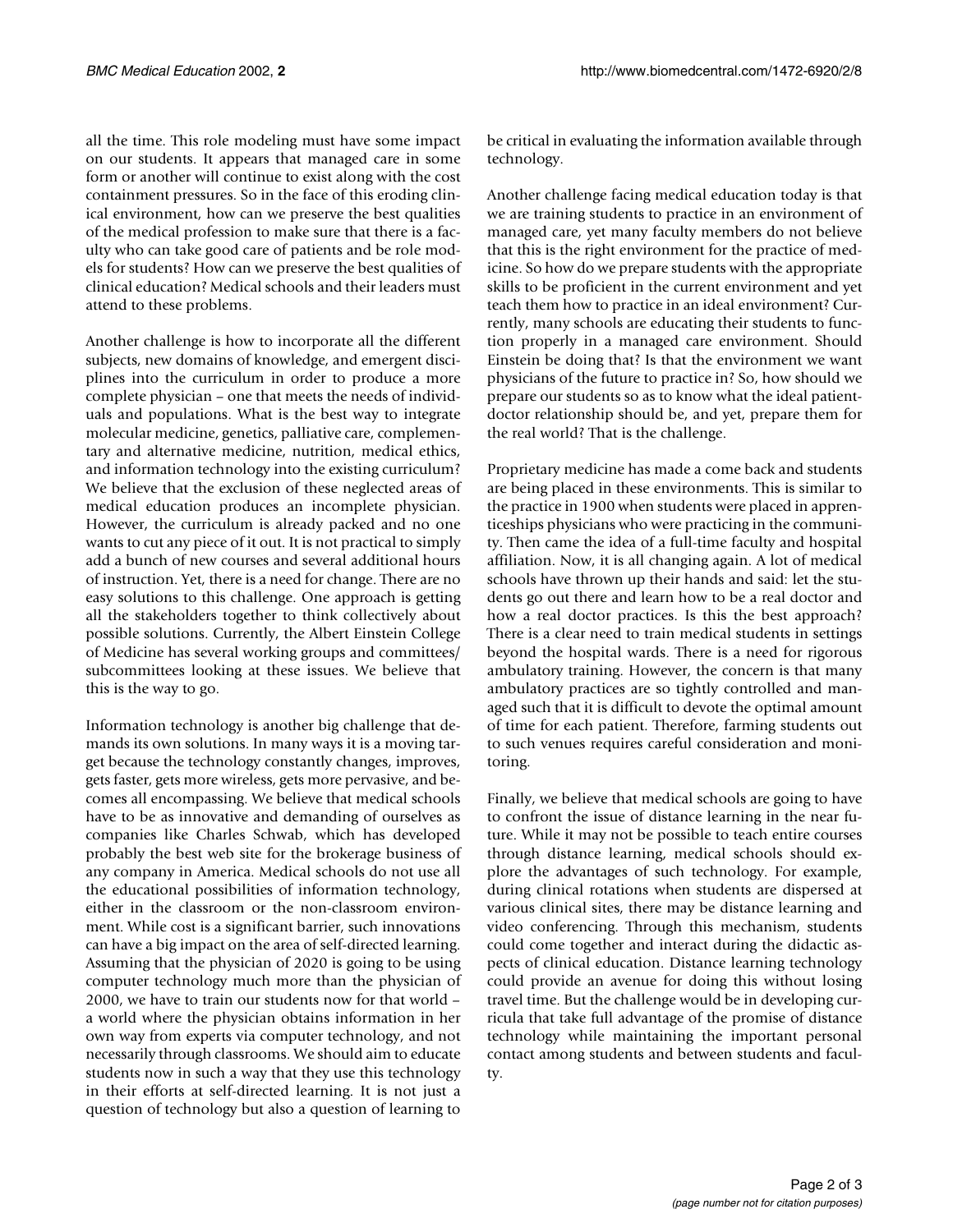all the time. This role modeling must have some impact on our students. It appears that managed care in some form or another will continue to exist along with the cost containment pressures. So in the face of this eroding clinical environment, how can we preserve the best qualities of the medical profession to make sure that there is a faculty who can take good care of patients and be role models for students? How can we preserve the best qualities of clinical education? Medical schools and their leaders must attend to these problems.

Another challenge is how to incorporate all the different subjects, new domains of knowledge, and emergent disciplines into the curriculum in order to produce a more complete physician – one that meets the needs of individuals and populations. What is the best way to integrate molecular medicine, genetics, palliative care, complementary and alternative medicine, nutrition, medical ethics, and information technology into the existing curriculum? We believe that the exclusion of these neglected areas of medical education produces an incomplete physician. However, the curriculum is already packed and no one wants to cut any piece of it out. It is not practical to simply add a bunch of new courses and several additional hours of instruction. Yet, there is a need for change. There are no easy solutions to this challenge. One approach is getting all the stakeholders together to think collectively about possible solutions. Currently, the Albert Einstein College of Medicine has several working groups and committees/subcommittees looking at these issues. We believe that this is the way to go.

Information technology is another big challenge that demands its own solutions. In many ways it is a moving target because the technology constantly changes, improves, gets faster, gets more wireless, gets more pervasive, and becomes all encompassing. We believe that medical schools have to be as innovative and demanding of ourselves as companies like Charles Schwab, which has developed probably the best web site for the brokerage business of any company in America. Medical schools do not use all the educational possibilities of information technology, either in the classroom or the non-classroom environment. While cost is a significant barrier, such innovations can have a big impact on the area of self-directed learning. Assuming that the physician of 2020 is going to be using computer technology much more than the physician of 2000, we have to train our students now for that world – a world where the physician obtains information in her own way from experts via computer technology, and not necessarily through classrooms. We should aim to educate students now in such a way that they use this technology in their efforts at self-directed learning. It is not just a question of technology but also a question of learning to be critical in evaluating the information available through technology.

Another challenge facing medical education today is that we are training students to practice in an environment of managed care, yet many faculty members do not believe that this is the right environment for the practice of medicine. So how do we prepare students with the appropriate skills to be proficient in the current environment and yet teach them how to practice in an ideal environment? Currently, many schools are educating their students to function properly in a managed care environment. Should Einstein be doing that? Is that the environment we want physicians of the future to practice in? So, how should we prepare our students so as to know what the ideal patient-doctor relationship should be, and yet, prepare them for the real world? That is the challenge.

Proprietary medicine has made a come back and students are being placed in these environments. This is similar to the practice in 1900 when students were placed in apprenticeships physicians who were practicing in the community. Then came the idea of a full-time faculty and hospital affiliation. Now, it is all changing again. A lot of medical schools have thrown up their hands and said: let the students go out there and learn how to be a real doctor and how a real doctor practices. Is this the best approach? There is a clear need to train medical students in settings beyond the hospital wards. There is a need for rigorous ambulatory training. However, the concern is that many ambulatory practices are so tightly controlled and managed such that it is difficult to devote the optimal amount of time for each patient. Therefore, farming students out to such venues requires careful consideration and monitoring.

Finally, we believe that medical schools are going to have to confront the issue of distance learning in the near future. While it may not be possible to teach entire courses through distance learning, medical schools should explore the advantages of such technology. For example, during clinical rotations when students are dispersed at various clinical sites, there may be distance learning and video conferencing. Through this mechanism, students could come together and interact during the didactic aspects of clinical education. Distance learning technology could provide an avenue for doing this without losing travel time. But the challenge would be in developing curricula that take full advantage of the promise of distance technology while maintaining the important personal contact among students and between students and faculty.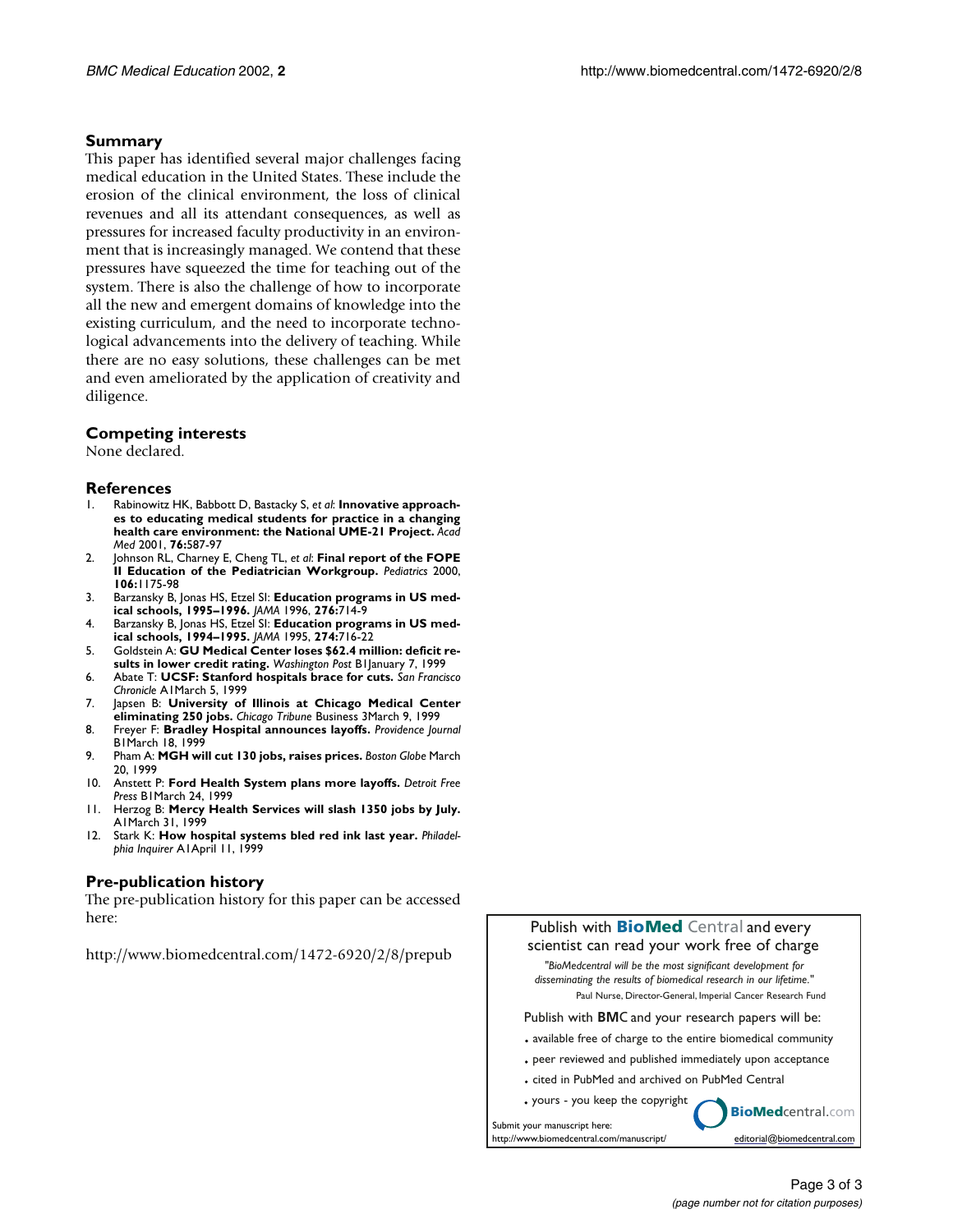## Summary

This paper has identified several major challenges facing medical education in the United States. These include the erosion of the clinical environment, the loss of clinical revenues and all its attendant consequences, as well as pressures for increased faculty productivity in an environment that is increasingly managed. We contend that these pressures have squeezed the time for teaching out of the system. There is also the challenge of how to incorporate all the new and emergent domains of knowledge into the existing curriculum, and the need to incorporate technological advancements into the delivery of teaching. While there are no easy solutions, these challenges can be met and even ameliorated by the application of creativity and diligence.

## Competing interests

None declared.

## References

1. Rabinowitz HK, Babbott D, Bastacky S, *et al*: **Innovative approaches to educating medical students for practice in a changing health care environment: the National UME-21 Project.** *Acad Med* 2001, **76:**587-97
2. Johnson RL, Charney E, Cheng TL, *et al*: **Final report of the FOPE II Education of the Pediatrician Workgroup.** *Pediatrics* 2000, **106:**1175-98
3. Barzansky B, Jonas HS, Etzel SI: **Education programs in US medical schools, 1995–1996.** *JAMA* 1996, **276:**714-9
4. Barzansky B, Jonas HS, Etzel SI: **Education programs in US medical schools, 1994–1995.** *JAMA* 1995, **274:**716-22
5. Goldstein A: **GU Medical Center loses $62.4 million: deficit results in lower credit rating.** *Washington Post* B1January 7, 1999
6. Abate T: **UCSF: Stanford hospitals brace for cuts.** *San Francisco Chronicle* A1March 5, 1999
7. Japsen B: **University of Illinois at Chicago Medical Center eliminating 250 jobs.** *Chicago Tribune* Business 3March 9, 1999
8. Freyer F: **Bradley Hospital announces layoffs.** *Providence Journal* B1March 18, 1999
9. Pham A: **MGH will cut 130 jobs, raises prices.** *Boston Globe* March 20, 1999
10. Anstett P: **Ford Health System plans more layoffs.** *Detroit Free Press* B1March 24, 1999
11. Herzog B: **Mercy Health Services will slash 1350 jobs by July.** A1March 31, 1999
12. Stark K: **How hospital systems bled red ink last year.** *Philadelphia Inquirer* A1April 11, 1999

## Pre-publication history

The pre-publication history for this paper can be accessed here:

http://www.biomedcentral.com/1472-6920/2/8/prepub

Publish with **BioMed** Central and every scientist can read your work free of charge

*"BioMedcentral will be the most significant development for disseminating the results of biomedical research in our lifetime."*

Paul Nurse, Director-General, Imperial Cancer Research Fund

Publish with **BMC** and your research papers will be:

- available free of charge to the entire biomedical community
- peer reviewed and published immediately upon acceptance
- cited in PubMed and archived on PubMed Central
- yours - you keep the copyright

**BioMed**central.com

Submit your manuscript here:
http://www.biomedcentral.com/manuscript/

editorial@biomedcentral.com